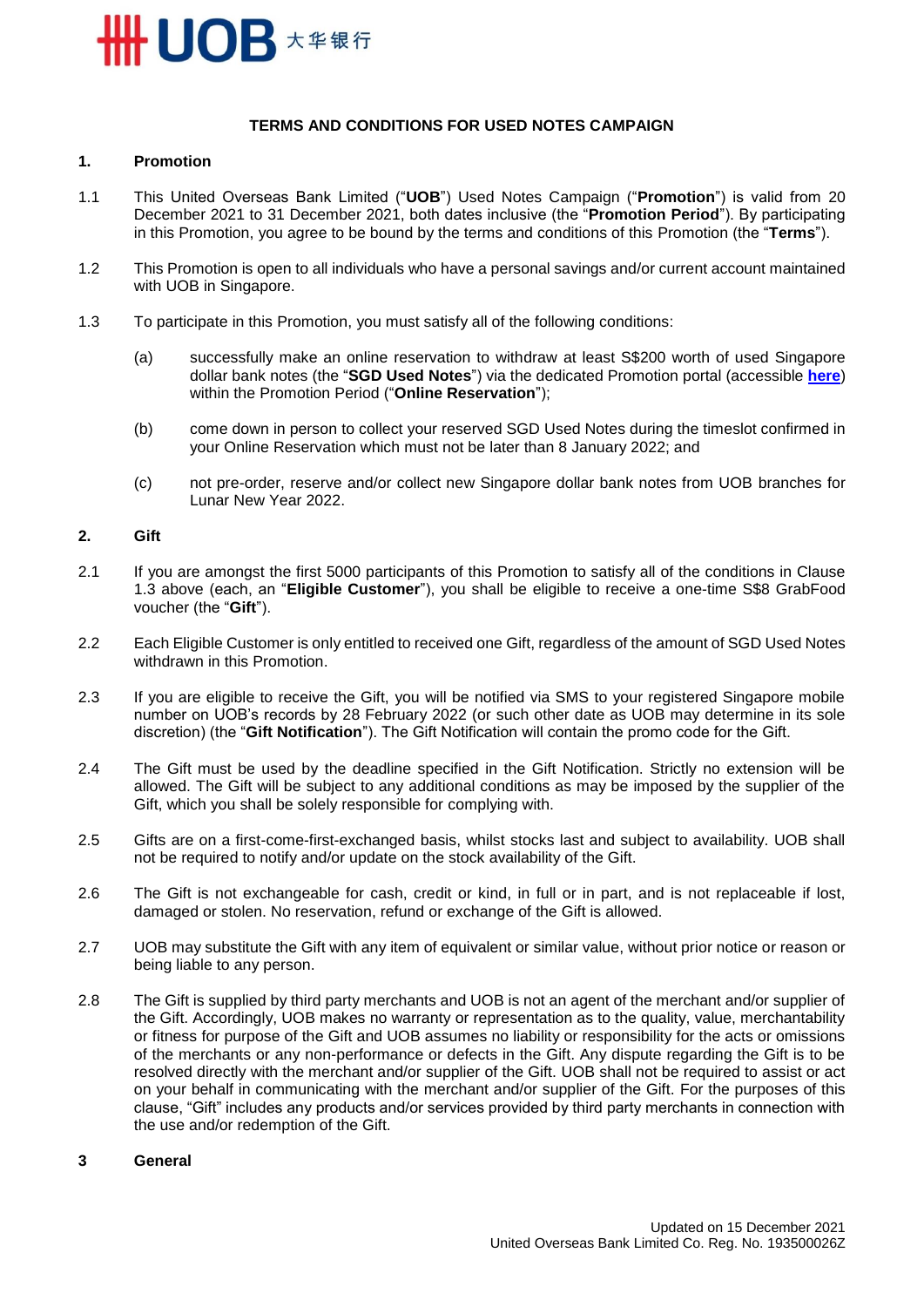# TERMS AND CONDITIONS FOR USED NOTES CAMPAIGN

## 1. Promotion

1.1 This United Overseas Bank Limited ("**UOB**") Used Notes Campaign ("**Promotion**") is valid from 20 December 2021 to 31 December 2021, both dates inclusive (the "**Promotion Period**"). By participating in this Promotion, you agree to be bound by the terms and conditions of this Promotion (the "**Terms**").

1.2 This Promotion is open to all individuals who have a personal savings and/or current account maintained with UOB in Singapore.

1.3 To participate in this Promotion, you must satisfy all of the following conditions:

(a) successfully make an online reservation to withdraw at least S$200 worth of used Singapore dollar bank notes (the "**SGD Used Notes**") via the dedicated Promotion portal (accessible **here**) within the Promotion Period ("**Online Reservation**");

(b) come down in person to collect your reserved SGD Used Notes during the timeslot confirmed in your Online Reservation which must not be later than 8 January 2022; and

(c) not pre-order, reserve and/or collect new Singapore dollar bank notes from UOB branches for Lunar New Year 2022.

## 2. Gift

2.1 If you are amongst the first 5000 participants of this Promotion to satisfy all of the conditions in Clause 1.3 above (each, an "**Eligible Customer**"), you shall be eligible to receive a one-time S$8 GrabFood voucher (the "**Gift**").

2.2 Each Eligible Customer is only entitled to received one Gift, regardless of the amount of SGD Used Notes withdrawn in this Promotion.

2.3 If you are eligible to receive the Gift, you will be notified via SMS to your registered Singapore mobile number on UOB's records by 28 February 2022 (or such other date as UOB may determine in its sole discretion) (the "**Gift Notification**"). The Gift Notification will contain the promo code for the Gift.

2.4 The Gift must be used by the deadline specified in the Gift Notification. Strictly no extension will be allowed. The Gift will be subject to any additional conditions as may be imposed by the supplier of the Gift, which you shall be solely responsible for complying with.

2.5 Gifts are on a first-come-first-exchanged basis, whilst stocks last and subject to availability. UOB shall not be required to notify and/or update on the stock availability of the Gift.

2.6 The Gift is not exchangeable for cash, credit or kind, in full or in part, and is not replaceable if lost, damaged or stolen. No reservation, refund or exchange of the Gift is allowed.

2.7 UOB may substitute the Gift with any item of equivalent or similar value, without prior notice or reason or being liable to any person.

2.8 The Gift is supplied by third party merchants and UOB is not an agent of the merchant and/or supplier of the Gift. Accordingly, UOB makes no warranty or representation as to the quality, value, merchantability or fitness for purpose of the Gift and UOB assumes no liability or responsibility for the acts or omissions of the merchants or any non-performance or defects in the Gift. Any dispute regarding the Gift is to be resolved directly with the merchant and/or supplier of the Gift. UOB shall not be required to assist or act on your behalf in communicating with the merchant and/or supplier of the Gift. For the purposes of this clause, "Gift" includes any products and/or services provided by third party merchants in connection with the use and/or redemption of the Gift.

## 3 General

Updated on 15 December 2021
United Overseas Bank Limited Co. Reg. No. 193500026Z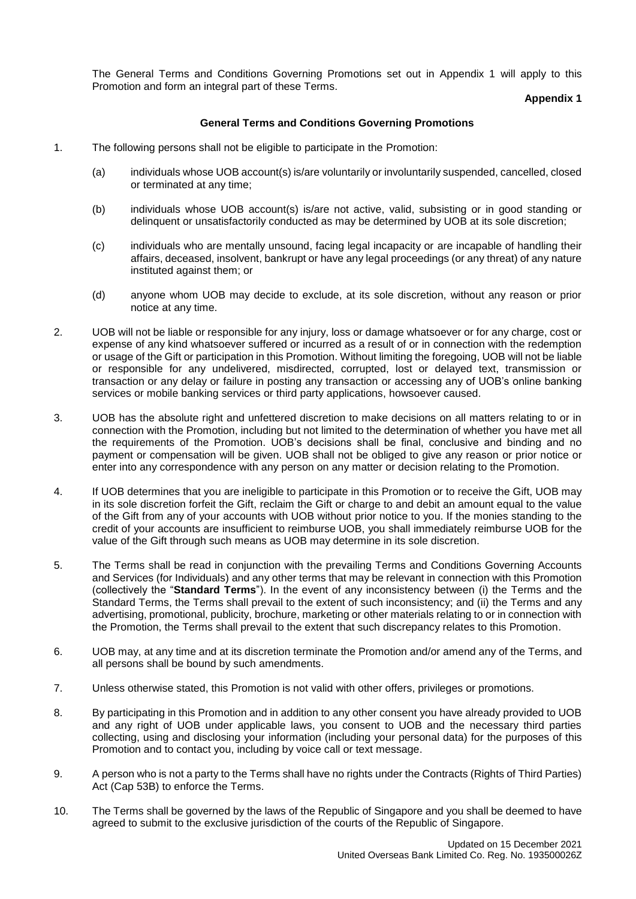The General Terms and Conditions Governing Promotions set out in Appendix 1 will apply to this Promotion and form an integral part of these Terms.

**Appendix 1**

**General Terms and Conditions Governing Promotions**

1. The following persons shall not be eligible to participate in the Promotion:

   (a) individuals whose UOB account(s) is/are voluntarily or involuntarily suspended, cancelled, closed or terminated at any time;

   (b) individuals whose UOB account(s) is/are not active, valid, subsisting or in good standing or delinquent or unsatisfactorily conducted as may be determined by UOB at its sole discretion;

   (c) individuals who are mentally unsound, facing legal incapacity or are incapable of handling their affairs, deceased, insolvent, bankrupt or have any legal proceedings (or any threat) of any nature instituted against them; or

   (d) anyone whom UOB may decide to exclude, at its sole discretion, without any reason or prior notice at any time.

2. UOB will not be liable or responsible for any injury, loss or damage whatsoever or for any charge, cost or expense of any kind whatsoever suffered or incurred as a result of or in connection with the redemption or usage of the Gift or participation in this Promotion. Without limiting the foregoing, UOB will not be liable or responsible for any undelivered, misdirected, corrupted, lost or delayed text, transmission or transaction or any delay or failure in posting any transaction or accessing any of UOB's online banking services or mobile banking services or third party applications, howsoever caused.

3. UOB has the absolute right and unfettered discretion to make decisions on all matters relating to or in connection with the Promotion, including but not limited to the determination of whether you have met all the requirements of the Promotion. UOB's decisions shall be final, conclusive and binding and no payment or compensation will be given. UOB shall not be obliged to give any reason or prior notice or enter into any correspondence with any person on any matter or decision relating to the Promotion.

4. If UOB determines that you are ineligible to participate in this Promotion or to receive the Gift, UOB may in its sole discretion forfeit the Gift, reclaim the Gift or charge to and debit an amount equal to the value of the Gift from any of your accounts with UOB without prior notice to you. If the monies standing to the credit of your accounts are insufficient to reimburse UOB, you shall immediately reimburse UOB for the value of the Gift through such means as UOB may determine in its sole discretion.

5. The Terms shall be read in conjunction with the prevailing Terms and Conditions Governing Accounts and Services (for Individuals) and any other terms that may be relevant in connection with this Promotion (collectively the "**Standard Terms**"). In the event of any inconsistency between (i) the Terms and the Standard Terms, the Terms shall prevail to the extent of such inconsistency; and (ii) the Terms and any advertising, promotional, publicity, brochure, marketing or other materials relating to or in connection with the Promotion, the Terms shall prevail to the extent that such discrepancy relates to this Promotion.

6. UOB may, at any time and at its discretion terminate the Promotion and/or amend any of the Terms, and all persons shall be bound by such amendments.

7. Unless otherwise stated, this Promotion is not valid with other offers, privileges or promotions.

8. By participating in this Promotion and in addition to any other consent you have already provided to UOB and any right of UOB under applicable laws, you consent to UOB and the necessary third parties collecting, using and disclosing your information (including your personal data) for the purposes of this Promotion and to contact you, including by voice call or text message.

9. A person who is not a party to the Terms shall have no rights under the Contracts (Rights of Third Parties) Act (Cap 53B) to enforce the Terms.

10. The Terms shall be governed by the laws of the Republic of Singapore and you shall be deemed to have agreed to submit to the exclusive jurisdiction of the courts of the Republic of Singapore.

Updated on 15 December 2021
United Overseas Bank Limited Co. Reg. No. 193500026Z